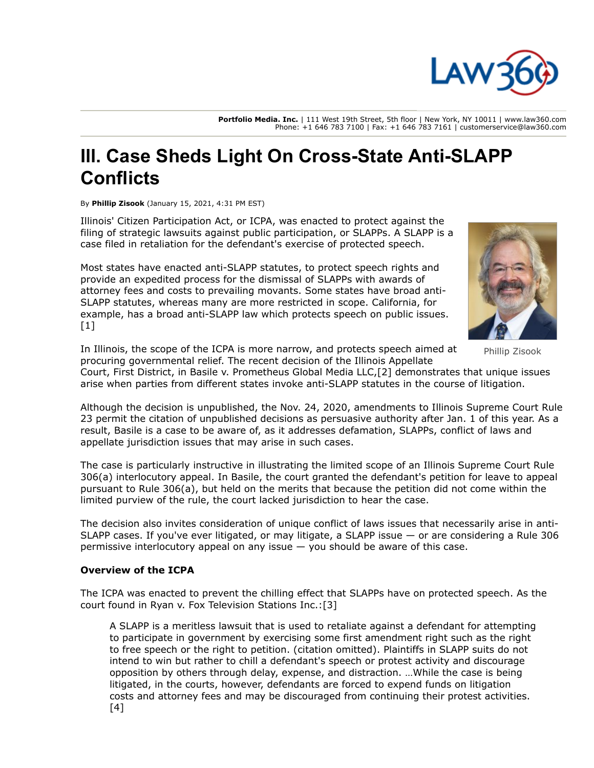# Ill. Case Sheds Light On Cross-State Anti-SLAPP Conflicts

By **Phillip Zisook** (January 15, 2021, 4:31 PM EST)

Illinois' Citizen Participation Act, or ICPA, was enacted to protect against the filing of strategic lawsuits against public participation, or SLAPPs. A SLAPP is a case filed in retaliation for the defendant's exercise of protected speech.

Most states have enacted anti-SLAPP statutes, to protect speech rights and provide an expedited process for the dismissal of SLAPPs with awards of attorney fees and costs to prevailing movants. Some states have broad anti-SLAPP statutes, whereas many are more restricted in scope. California, for example, has a broad anti-SLAPP law which protects speech on public issues.[1]

Phillip Zisook

In Illinois, the scope of the ICPA is more narrow, and protects speech aimed at procuring governmental relief. The recent decision of the Illinois Appellate Court, First District, in Basile v. Prometheus Global Media LLC,[2] demonstrates that unique issues arise when parties from different states invoke anti-SLAPP statutes in the course of litigation.

Although the decision is unpublished, the Nov. 24, 2020, amendments to Illinois Supreme Court Rule 23 permit the citation of unpublished decisions as persuasive authority after Jan. 1 of this year. As a result, Basile is a case to be aware of, as it addresses defamation, SLAPPs, conflict of laws and appellate jurisdiction issues that may arise in such cases.

The case is particularly instructive in illustrating the limited scope of an Illinois Supreme Court Rule 306(a) interlocutory appeal. In Basile, the court granted the defendant's petition for leave to appeal pursuant to Rule 306(a), but held on the merits that because the petition did not come within the limited purview of the rule, the court lacked jurisdiction to hear the case.

The decision also invites consideration of unique conflict of laws issues that necessarily arise in anti-SLAPP cases. If you've ever litigated, or may litigate, a SLAPP issue — or are considering a Rule 306 permissive interlocutory appeal on any issue — you should be aware of this case.

**Overview of the ICPA**

The ICPA was enacted to prevent the chilling effect that SLAPPs have on protected speech. As the court found in Ryan v. Fox Television Stations Inc.:[3]

> A SLAPP is a meritless lawsuit that is used to retaliate against a defendant for attempting to participate in government by exercising some first amendment right such as the right to free speech or the right to petition. (citation omitted). Plaintiffs in SLAPP suits do not intend to win but rather to chill a defendant's speech or protest activity and discourage opposition by others through delay, expense, and distraction. …While the case is being litigated, in the courts, however, defendants are forced to expend funds on litigation costs and attorney fees and may be discouraged from continuing their protest activities.[4]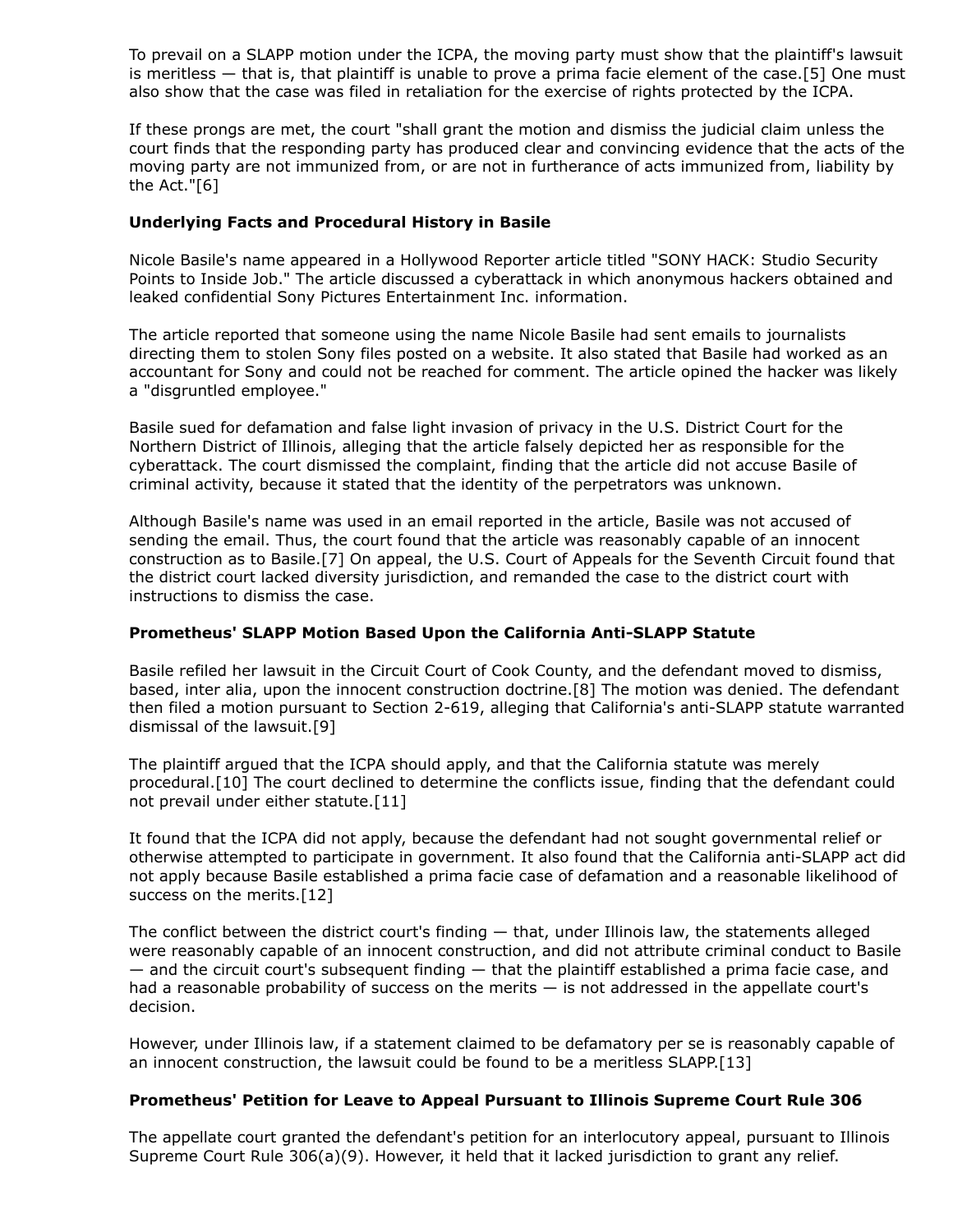To prevail on a SLAPP motion under the ICPA, the moving party must show that the plaintiff's lawsuit is meritless — that is, that plaintiff is unable to prove a prima facie element of the case.[5] One must also show that the case was filed in retaliation for the exercise of rights protected by the ICPA.

If these prongs are met, the court "shall grant the motion and dismiss the judicial claim unless the court finds that the responding party has produced clear and convincing evidence that the acts of the moving party are not immunized from, or are not in furtherance of acts immunized from, liability by the Act."[6]

### Underlying Facts and Procedural History in Basile

Nicole Basile's name appeared in a Hollywood Reporter article titled "SONY HACK: Studio Security Points to Inside Job." The article discussed a cyberattack in which anonymous hackers obtained and leaked confidential Sony Pictures Entertainment Inc. information.

The article reported that someone using the name Nicole Basile had sent emails to journalists directing them to stolen Sony files posted on a website. It also stated that Basile had worked as an accountant for Sony and could not be reached for comment. The article opined the hacker was likely a "disgruntled employee."

Basile sued for defamation and false light invasion of privacy in the U.S. District Court for the Northern District of Illinois, alleging that the article falsely depicted her as responsible for the cyberattack. The court dismissed the complaint, finding that the article did not accuse Basile of criminal activity, because it stated that the identity of the perpetrators was unknown.

Although Basile's name was used in an email reported in the article, Basile was not accused of sending the email. Thus, the court found that the article was reasonably capable of an innocent construction as to Basile.[7] On appeal, the U.S. Court of Appeals for the Seventh Circuit found that the district court lacked diversity jurisdiction, and remanded the case to the district court with instructions to dismiss the case.

### Prometheus' SLAPP Motion Based Upon the California Anti-SLAPP Statute

Basile refiled her lawsuit in the Circuit Court of Cook County, and the defendant moved to dismiss, based, inter alia, upon the innocent construction doctrine.[8] The motion was denied. The defendant then filed a motion pursuant to Section 2-619, alleging that California's anti-SLAPP statute warranted dismissal of the lawsuit.[9]

The plaintiff argued that the ICPA should apply, and that the California statute was merely procedural.[10] The court declined to determine the conflicts issue, finding that the defendant could not prevail under either statute.[11]

It found that the ICPA did not apply, because the defendant had not sought governmental relief or otherwise attempted to participate in government. It also found that the California anti-SLAPP act did not apply because Basile established a prima facie case of defamation and a reasonable likelihood of success on the merits.[12]

The conflict between the district court's finding — that, under Illinois law, the statements alleged were reasonably capable of an innocent construction, and did not attribute criminal conduct to Basile — and the circuit court's subsequent finding — that the plaintiff established a prima facie case, and had a reasonable probability of success on the merits — is not addressed in the appellate court's decision.

However, under Illinois law, if a statement claimed to be defamatory per se is reasonably capable of an innocent construction, the lawsuit could be found to be a meritless SLAPP.[13]

### Prometheus' Petition for Leave to Appeal Pursuant to Illinois Supreme Court Rule 306

The appellate court granted the defendant's petition for an interlocutory appeal, pursuant to Illinois Supreme Court Rule 306(a)(9). However, it held that it lacked jurisdiction to grant any relief.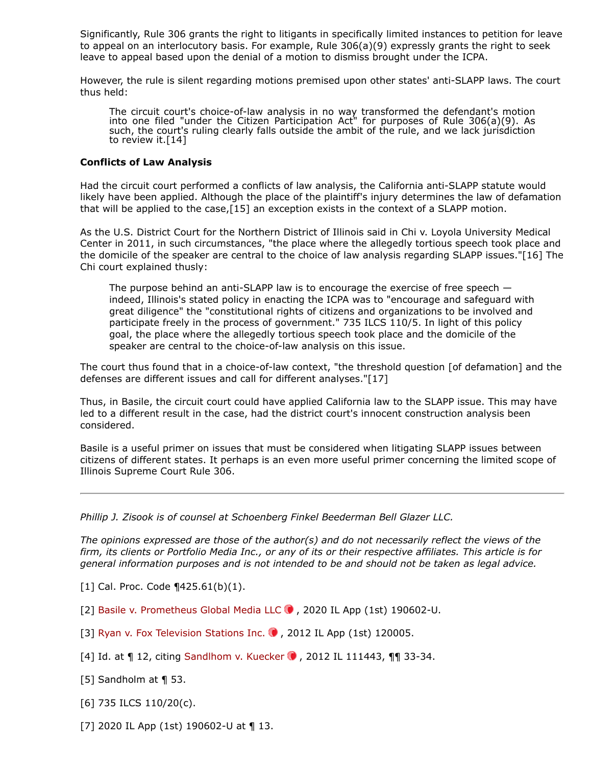Significantly, Rule 306 grants the right to litigants in specifically limited instances to petition for leave to appeal on an interlocutory basis. For example, Rule 306(a)(9) expressly grants the right to seek leave to appeal based upon the denial of a motion to dismiss brought under the ICPA.

However, the rule is silent regarding motions premised upon other states' anti-SLAPP laws. The court thus held:

> The circuit court's choice-of-law analysis in no way transformed the defendant's motion into one filed "under the Citizen Participation Act" for purposes of Rule 306(a)(9). As such, the court's ruling clearly falls outside the ambit of the rule, and we lack jurisdiction to review it.[14]

**Conflicts of Law Analysis**

Had the circuit court performed a conflicts of law analysis, the California anti-SLAPP statute would likely have been applied. Although the place of the plaintiff's injury determines the law of defamation that will be applied to the case,[15] an exception exists in the context of a SLAPP motion.

As the U.S. District Court for the Northern District of Illinois said in Chi v. Loyola University Medical Center in 2011, in such circumstances, "the place where the allegedly tortious speech took place and the domicile of the speaker are central to the choice of law analysis regarding SLAPP issues."[16] The Chi court explained thusly:

> The purpose behind an anti-SLAPP law is to encourage the exercise of free speech — indeed, Illinois's stated policy in enacting the ICPA was to "encourage and safeguard with great diligence" the "constitutional rights of citizens and organizations to be involved and participate freely in the process of government." 735 ILCS 110/5. In light of this policy goal, the place where the allegedly tortious speech took place and the domicile of the speaker are central to the choice-of-law analysis on this issue.

The court thus found that in a choice-of-law context, "the threshold question [of defamation] and the defenses are different issues and call for different analyses."[17]

Thus, in Basile, the circuit court could have applied California law to the SLAPP issue. This may have led to a different result in the case, had the district court's innocent construction analysis been considered.

Basile is a useful primer on issues that must be considered when litigating SLAPP issues between citizens of different states. It perhaps is an even more useful primer concerning the limited scope of Illinois Supreme Court Rule 306.

---

*Phillip J. Zisook is of counsel at Schoenberg Finkel Beederman Bell Glazer LLC.*

*The opinions expressed are those of the author(s) and do not necessarily reflect the views of the firm, its clients or Portfolio Media Inc., or any of its or their respective affiliates. This article is for general information purposes and is not intended to be and should not be taken as legal advice.*

[1] Cal. Proc. Code ¶425.61(b)(1).

[2] Basile v. Prometheus Global Media LLC, 2020 IL App (1st) 190602-U.

[3] Ryan v. Fox Television Stations Inc., 2012 IL App (1st) 120005.

[4] Id. at ¶ 12, citing Sandlhom v. Kuecker, 2012 IL 111443, ¶¶ 33-34.

[5] Sandholm at ¶ 53.

[6] 735 ILCS 110/20(c).

[7] 2020 IL App (1st) 190602-U at ¶ 13.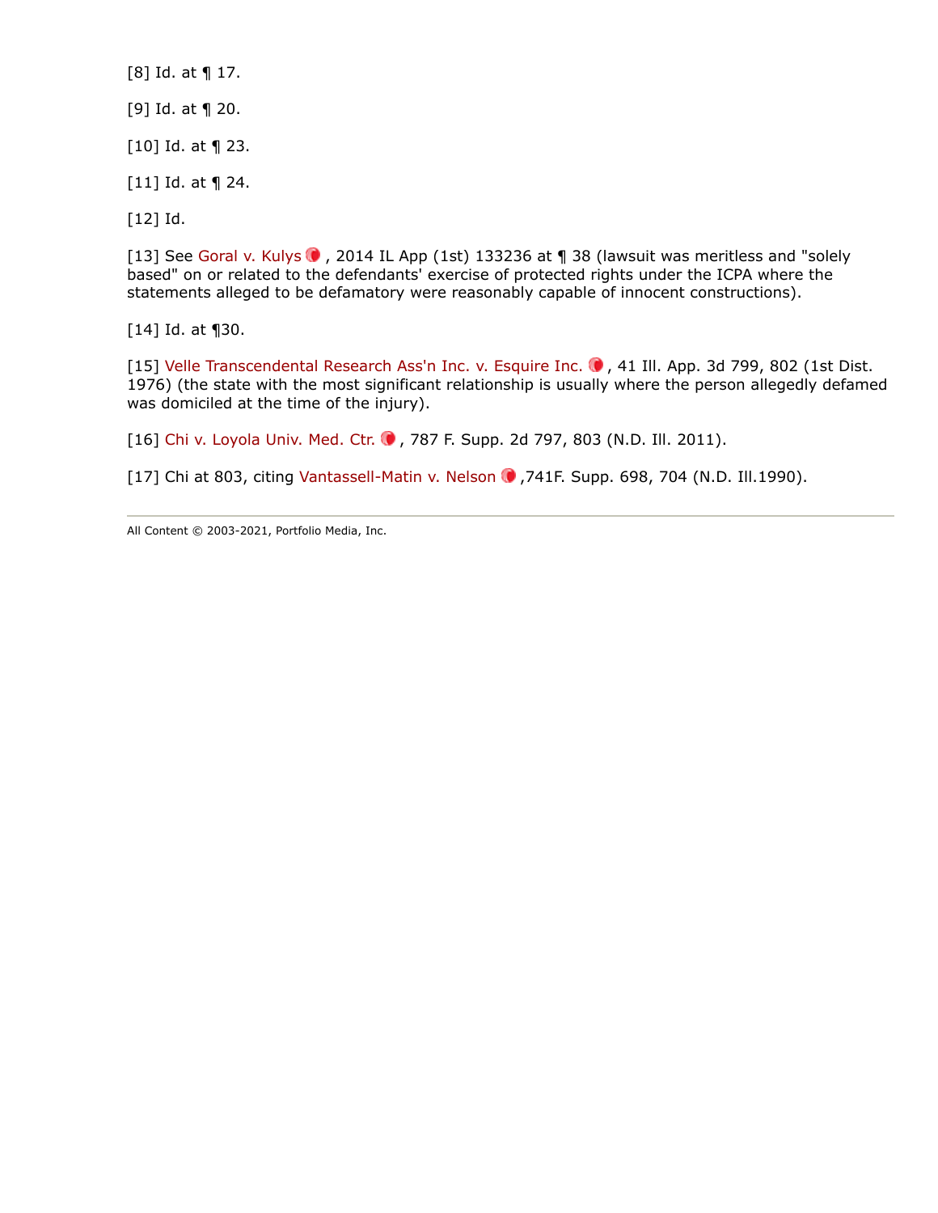[8] Id. at ¶ 17.

[9] Id. at ¶ 20.

[10] Id. at ¶ 23.

[11] Id. at ¶ 24.

[12] Id.

[13] See Goral v. Kulys, 2014 IL App (1st) 133236 at ¶ 38 (lawsuit was meritless and "solely based" on or related to the defendants' exercise of protected rights under the ICPA where the statements alleged to be defamatory were reasonably capable of innocent constructions).

[14] Id. at ¶30.

[15] Velle Transcendental Research Ass'n Inc. v. Esquire Inc., 41 Ill. App. 3d 799, 802 (1st Dist. 1976) (the state with the most significant relationship is usually where the person allegedly defamed was domiciled at the time of the injury).

[16] Chi v. Loyola Univ. Med. Ctr., 787 F. Supp. 2d 797, 803 (N.D. Ill. 2011).

[17] Chi at 803, citing Vantassell-Matin v. Nelson ,741F. Supp. 698, 704 (N.D. Ill.1990).

---

All Content © 2003-2021, Portfolio Media, Inc.